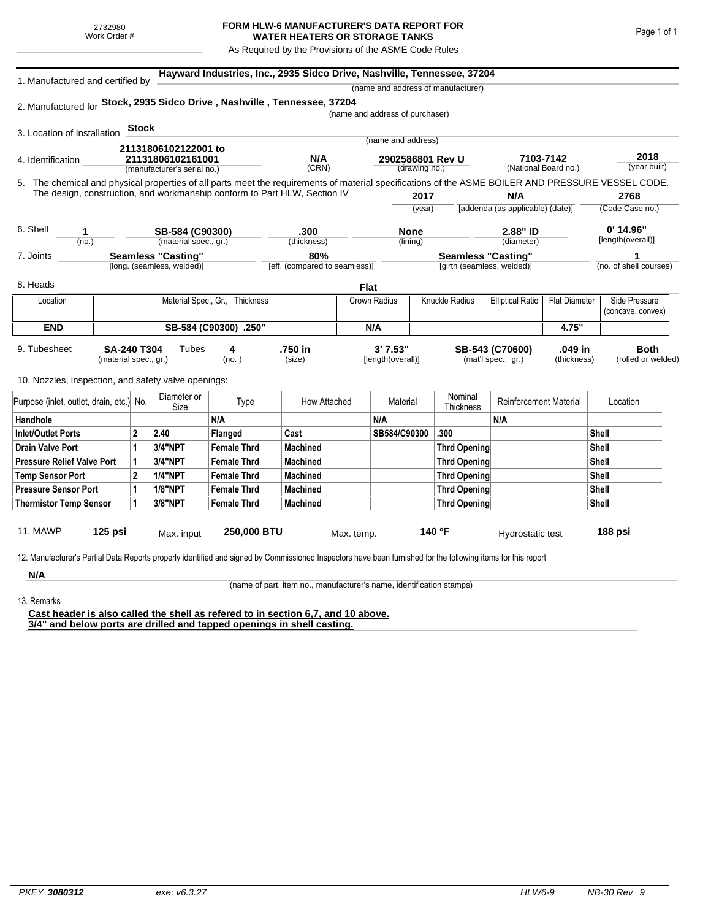2732980
Work Order #

# FORM HLW-6 MANUFACTURER'S DATA REPORT FOR WATER HEATERS OR STORAGE TANKS

As Required by the Provisions of the ASME Code Rules

1. Manufactured and certified by **Hayward Industries, Inc., 2935 Sidco Drive, Nashville, Tennessee, 37204**
(name and address of manufacturer)

2. Manufactured for **Stock, 2935 Sidco Drive , Nashville , Tennessee, 37204**
(name and address of purchaser)

3. Location of Installation **Stock**
(name and address)

4. Identification **21131806102122001 to 21131806102161001** (manufacturer's serial no.) **N/A** (CRN) **2902586801 Rev U** (drawing no.) **7103-7142** (National Board no.) **2018** (year built)

5. The chemical and physical properties of all parts meet the requirements of material specifications of the ASME BOILER AND PRESSURE VESSEL CODE. The design, construction, and workmanship conform to Part HLW, Section IV **2017** (year) **N/A** [addenda (as applicable) (date)] **2768** (Code Case no.)

6. Shell **1** (no.) **SB-584 (C90300)** (material spec., gr.) **.300** (thickness) **None** (lining) **2.88" ID** (diameter) **0' 14.96"** [length(overall)]

7. Joints **Seamless "Casting"** [long. (seamless, welded)] **80%** [eff. (compared to seamless)] **Seamless "Casting"** [girth (seamless, welded)] **1** (no. of shell courses)

8. Heads **Flat**

| Location | Material Spec., Gr., Thickness | Crown Radius | Knuckle Radius | Elliptical Ratio | Flat Diameter | Side Pressure (concave, convex) |
|---|---|---|---|---|---|---|
| **END** | **SB-584 (C90300) .250"** | **N/A** | | | **4.75"** | |

9. Tubesheet **SA-240 T304** (material spec., gr.) Tubes **4** (no.) **.750 in** (size) **3' 7.53"** [length(overall)] **SB-543 (C70600)** (mat'l spec., gr.) **.049 in** (thickness) **Both** (rolled or welded)

10. Nozzles, inspection, and safety valve openings:

| Purpose (inlet, outlet, drain, etc.) | No. | Diameter or Size | Type | How Attached | Material | Nominal Thickness | Reinforcement Material | Location |
|---|---|---|---|---|---|---|---|---|
| **Handhole** | | | **N/A** | | **N/A** | | **N/A** | |
| **Inlet/Outlet Ports** | **2** | **2.40** | **Flanged** | **Cast** | **SB584/C90300** | **.300** | | **Shell** |
| **Drain Valve Port** | **1** | **3/4"NPT** | **Female Thrd** | **Machined** | | **Thrd Opening** | | **Shell** |
| **Pressure Relief Valve Port** | **1** | **3/4"NPT** | **Female Thrd** | **Machined** | | **Thrd Opening** | | **Shell** |
| **Temp Sensor Port** | **2** | **1/4"NPT** | **Female Thrd** | **Machined** | | **Thrd Opening** | | **Shell** |
| **Pressure Sensor Port** | **1** | **1/8"NPT** | **Female Thrd** | **Machined** | | **Thrd Opening** | | **Shell** |
| **Thermistor Temp Sensor** | **1** | **3/8"NPT** | **Female Thrd** | **Machined** | | **Thrd Opening** | | **Shell** |

11. MAWP **125 psi** Max. input **250,000 BTU** Max. temp. **140 °F** Hydrostatic test **188 psi**

12. Manufacturer's Partial Data Reports properly identified and signed by Commissioned Inspectors have been furnished for the following items for this report

**N/A**
(name of part, item no., manufacturer's name, identification stamps)

13. Remarks

**Cast header is also called the shell as refered to in section 6,7, and 10 above.**
**3/4" and below ports are drilled and tapped openings in shell casting.**

PKEY **3080312** exe: v6.3.27 HLW6-9 NB-30 Rev 9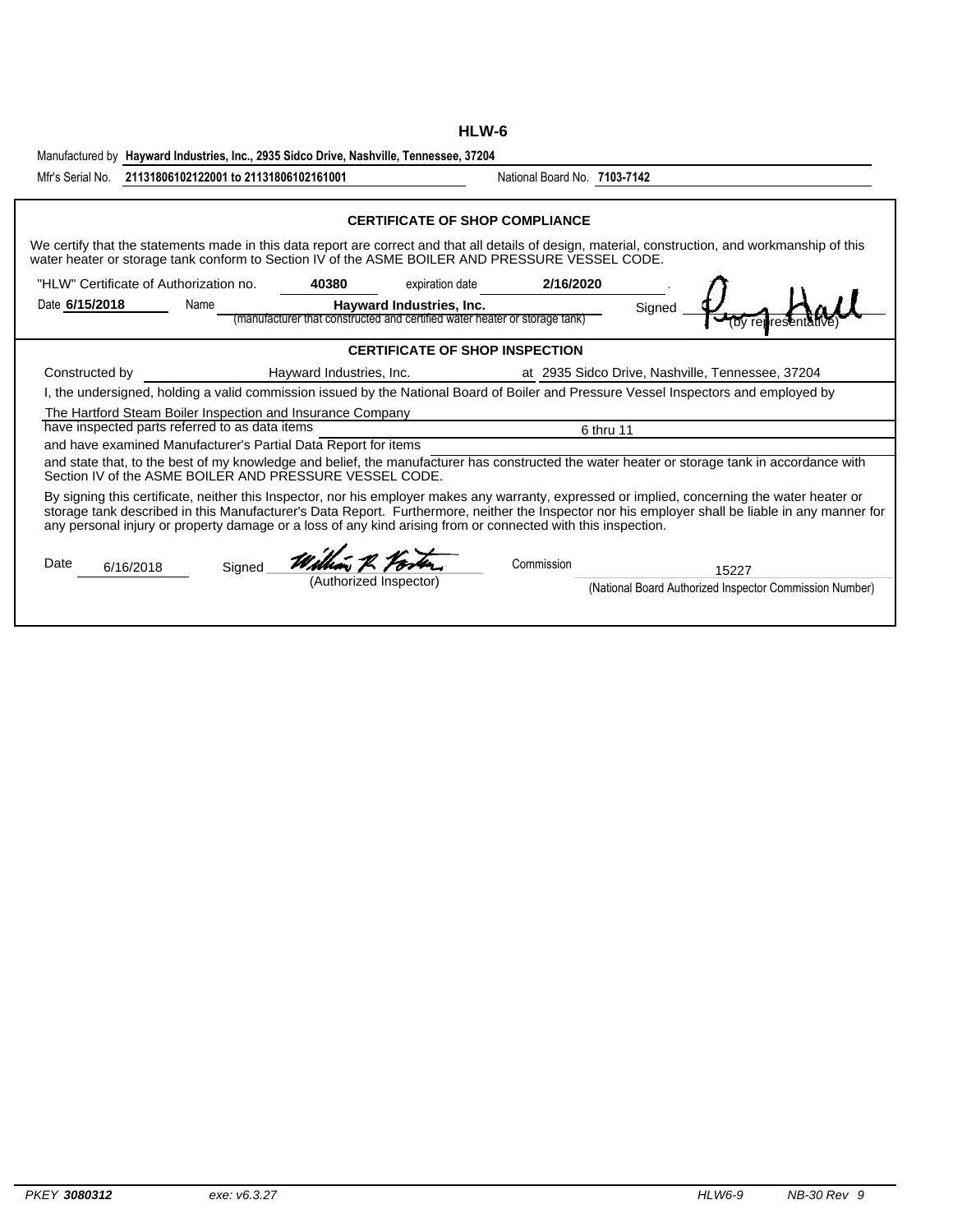# HLW-6

Manufactured by **Hayward Industries, Inc., 2935 Sidco Drive, Nashville, Tennessee, 37204**

Mfr's Serial No. **21131806102122001 to 21131806102161001** National Board No. **7103-7142**

## CERTIFICATE OF SHOP COMPLIANCE

We certify that the statements made in this data report are correct and that all details of design, material, construction, and workmanship of this water heater or storage tank conform to Section IV of the ASME BOILER AND PRESSURE VESSEL CODE.

"HLW" Certificate of Authorization no. **40380** expiration date **2/16/2020**.

Date **6/15/2018** Name **Hayward Industries, Inc.** (manufacturer that constructed and certified water heater or storage tank) Signed (by representative)

## CERTIFICATE OF SHOP INSPECTION

Constructed by Hayward Industries, Inc. at 2935 Sidco Drive, Nashville, Tennessee, 37204

I, the undersigned, holding a valid commission issued by the National Board of Boiler and Pressure Vessel Inspectors and employed by The Hartford Steam Boiler Inspection and Insurance Company

have inspected parts referred to as data items 6 thru 11

and have examined Manufacturer's Partial Data Report for items

and state that, to the best of my knowledge and belief, the manufacturer has constructed the water heater or storage tank in accordance with Section IV of the ASME BOILER AND PRESSURE VESSEL CODE.

By signing this certificate, neither this Inspector, nor his employer makes any warranty, expressed or implied, concerning the water heater or storage tank described in this Manufacturer's Data Report. Furthermore, neither the Inspector nor his employer shall be liable in any manner for any personal injury or property damage or a loss of any kind arising from or connected with this inspection.

Date 6/16/2018 Signed (Authorized Inspector) Commission 15227 (National Board Authorized Inspector Commission Number)

PKEY 3080312 exe: v6.3.27 HLW6-9 NB-30 Rev 9